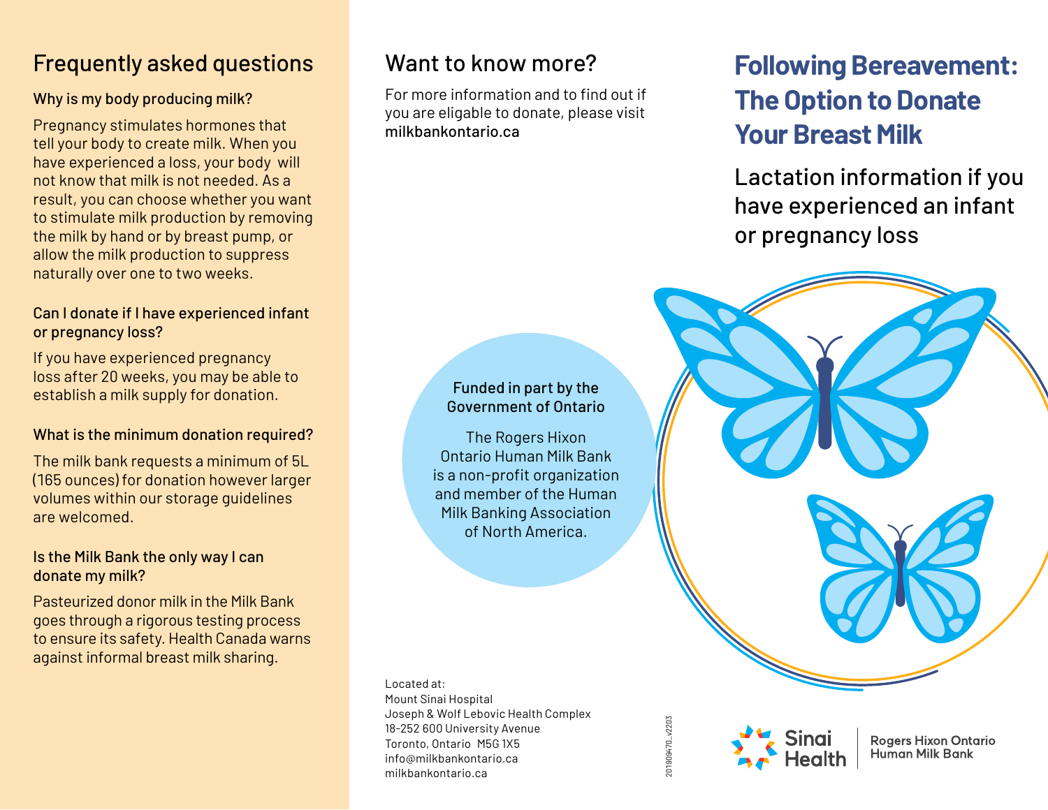## Frequently asked questions

### Why is my body producing milk?

Pregnancy stimulates hormones that tell your body to create milk. When you have experienced a loss, your body will not know that milk is not needed. As a result, you can choose whether you want to stimulate milk production by removing the milk by hand or by breast pump, or allow the milk production to suppress naturally over one to two weeks.

### Can I donate if I have experienced infant or pregnancy loss?

If you have experienced pregnancy loss after 20 weeks, you may be able to establish a milk supply for donation.

### What is the minimum donation required?

The milk bank requests a minimum of 5L (165 ounces) for donation however larger volumes within our storage guidelines are welcomed.

### Is the Milk Bank the only way I can donate my milk?

Pasteurized donor milk in the Milk Bank goes through a rigorous testing process to ensure its safety. Health Canada warns against informal breast milk sharing.

## Want to know more?

For more information and to find out if you are eligable to donate, please visit **milkbankontario.ca**

**Funded in part by the Government of Ontario**

The Rogers Hixon Ontario Human Milk Bank is a non-profit organization and member of the Human Milk Banking Association of North America.

Located at:
Mount Sinai Hospital
Joseph & Wolf Lebovic Health Complex
18-252 600 University Avenue
Toronto, Ontario M5G 1X5
info@milkbankontario.ca
milkbankontario.ca

20190947O_V2203

# Following Bereavement: The Option to Donate Your Breast Milk

## Lactation information if you have experienced an infant or pregnancy loss

Sinai Health | Rogers Hixon Ontario Human Milk Bank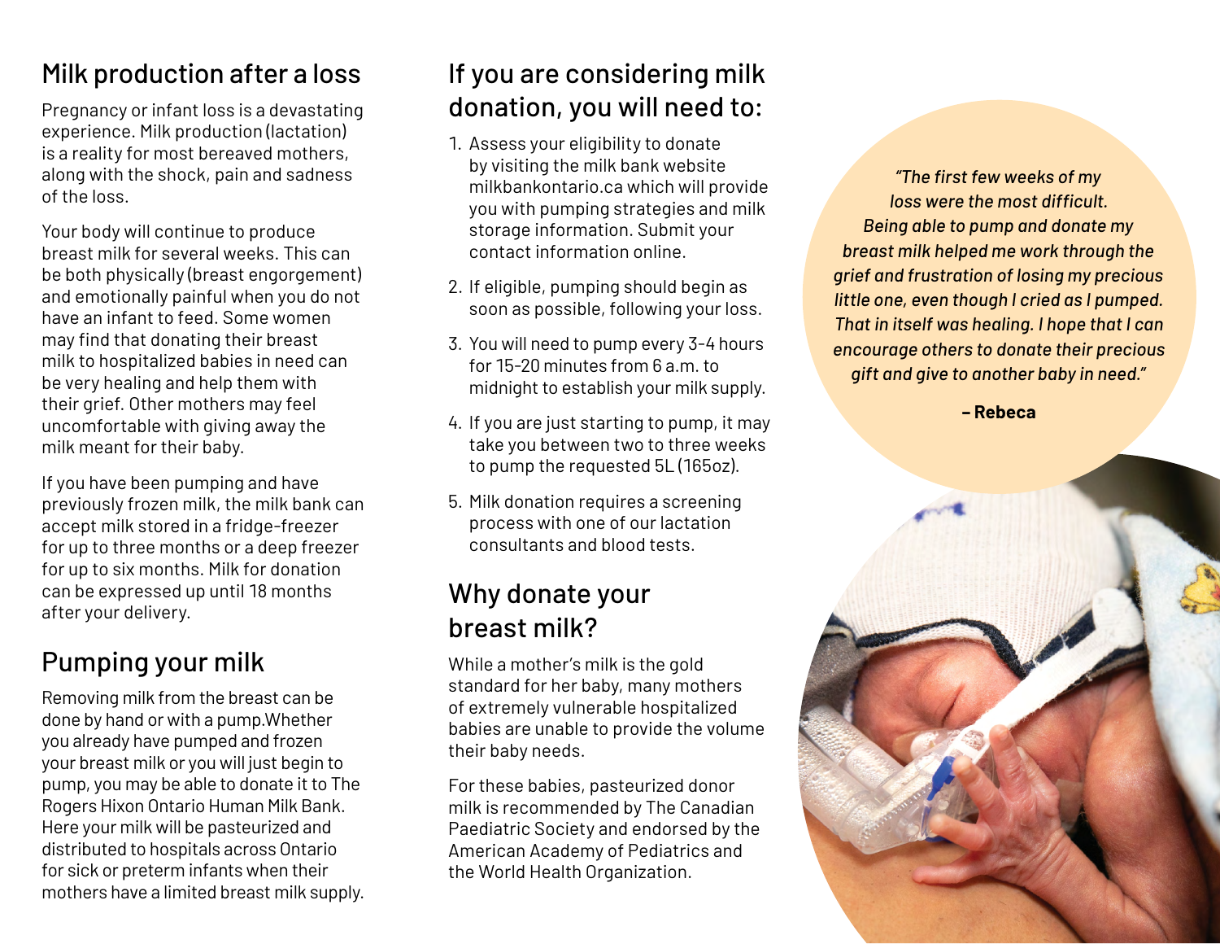## Milk production after a loss

Pregnancy or infant loss is a devastating experience. Milk production (lactation) is a reality for most bereaved mothers, along with the shock, pain and sadness of the loss.

Your body will continue to produce breast milk for several weeks. This can be both physically (breast engorgement) and emotionally painful when you do not have an infant to feed. Some women may find that donating their breast milk to hospitalized babies in need can be very healing and help them with their grief. Other mothers may feel uncomfortable with giving away the milk meant for their baby.

If you have been pumping and have previously frozen milk, the milk bank can accept milk stored in a fridge-freezer for up to three months or a deep freezer for up to six months. Milk for donation can be expressed up until 18 months after your delivery.

## Pumping your milk

Removing milk from the breast can be done by hand or with a pump.Whether you already have pumped and frozen your breast milk or you will just begin to pump, you may be able to donate it to The Rogers Hixon Ontario Human Milk Bank. Here your milk will be pasteurized and distributed to hospitals across Ontario for sick or preterm infants when their mothers have a limited breast milk supply.

## If you are considering milk donation, you will need to:

1. Assess your eligibility to donate by visiting the milk bank website milkbankontario.ca which will provide you with pumping strategies and milk storage information. Submit your contact information online.
2. If eligible, pumping should begin as soon as possible, following your loss.
3. You will need to pump every 3-4 hours for 15-20 minutes from 6 a.m. to midnight to establish your milk supply.
4. If you are just starting to pump, it may take you between two to three weeks to pump the requested 5L (165oz).
5. Milk donation requires a screening process with one of our lactation consultants and blood tests.

## Why donate your breast milk?

While a mother's milk is the gold standard for her baby, many mothers of extremely vulnerable hospitalized babies are unable to provide the volume their baby needs.

For these babies, pasteurized donor milk is recommended by The Canadian Paediatric Society and endorsed by the American Academy of Pediatrics and the World Health Organization.

*"The first few weeks of my loss were the most difficult. Being able to pump and donate my breast milk helped me work through the grief and frustration of losing my precious little one, even though I cried as I pumped. That in itself was healing. I hope that I can encourage others to donate their precious gift and give to another baby in need."*

**– Rebeca**